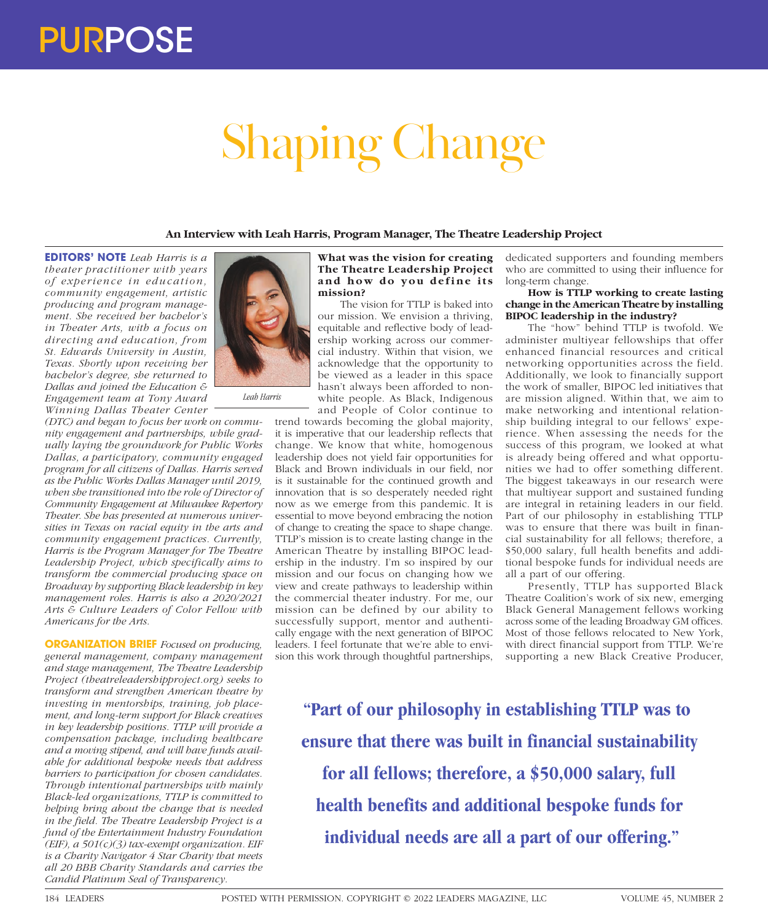# PURPOSE

# Shaping Change

**An Interview with Leah Harris, Program Manager, The Theatre Leadership Project**

**EDITORS' NOTE** *Leah Harris is a theater practitioner with years of experience in education, community engagement, artistic producing and program management. She received her bachelor's in Theater Arts, with a focus on directing and education, from St. Edwards University in Austin, Texas. Shortly upon receiving her bachelor's degree, she returned to Dallas and joined the Education & Engagement team at Tony Award Winning Dallas Theater Center (DTC) and began to focus her work on community engagement and partnerships, while gradually laying the groundwork for Public Works Dallas, a participatory, community engaged program for all citizens of Dallas. Harris served as the Public Works Dallas Manager until 2019, when she transitioned into the role of Director of Community Engagement at Milwaukee Repertory Theater. She has presented at numerous universities in Texas on racial equity in the arts and community engagement practices. Currently, Harris is the Program Manager for The Theatre Leadership Project, which specifically aims to transform the commercial producing space on Broadway by supporting Black leadership in key management roles. Harris is also a 2020/2021 Arts & Culture Leaders of Color Fellow with Americans for the Arts.*

*Leah Harris*

**ORGANIZATION BRIEF** *Focused on producing, general management, company management and stage management, The Theatre Leadership Project (theatreleadershipproject.org) seeks to transform and strengthen American theatre by investing in mentorships, training, job placement, and long-term support for Black creatives in key leadership positions. TTLP will provide a compensation package, including healthcare and a moving stipend, and will have funds available for additional bespoke needs that address barriers to participation for chosen candidates. Through intentional partnerships with mainly Black-led organizations, TTLP is committed to helping bring about the change that is needed in the field. The Theatre Leadership Project is a fund of the Entertainment Industry Foundation (EIF), a 501(c)(3) tax-exempt organization. EIF is a Charity Navigator 4 Star Charity that meets all 20 BBB Charity Standards and carries the Candid Platinum Seal of Transparency.*

**What was the vision for creating The Theatre Leadership Project and how do you define its mission?**

The vision for TTLP is baked into our mission. We envision a thriving, equitable and reflective body of leadership working across our commercial industry. Within that vision, we acknowledge that the opportunity to be viewed as a leader in this space hasn't always been afforded to non-white people. As Black, Indigenous and People of Color continue to trend towards becoming the global majority, it is imperative that our leadership reflects that change. We know that white, homogenous leadership does not yield fair opportunities for Black and Brown individuals in our field, nor is it sustainable for the continued growth and innovation that is so desperately needed right now as we emerge from this pandemic. It is essential to move beyond embracing the notion of change to creating the space to shape change. TTLP's mission is to create lasting change in the American Theatre by installing BIPOC leadership in the industry. I'm so inspired by our mission and our focus on changing how we view and create pathways to leadership within the commercial theater industry. For me, our mission can be defined by our ability to successfully support, mentor and authentically engage with the next generation of BIPOC leaders. I feel fortunate that we're able to envision this work through thoughtful partnerships, dedicated supporters and founding members who are committed to using their influence for long-term change.

**How is TTLP working to create lasting change in the American Theatre by installing BIPOC leadership in the industry?**

The "how" behind TTLP is twofold. We administer multiyear fellowships that offer enhanced financial resources and critical networking opportunities across the field. Additionally, we look to financially support the work of smaller, BIPOC led initiatives that are mission aligned. Within that, we aim to make networking and intentional relationship building integral to our fellows' experience. When assessing the needs for the success of this program, we looked at what is already being offered and what opportunities we had to offer something different. The biggest takeaways in our research were that multiyear support and sustained funding are integral in retaining leaders in our field. Part of our philosophy in establishing TTLP was to ensure that there was built in financial sustainability for all fellows; therefore, a $50,000 salary, full health benefits and additional bespoke funds for individual needs are all a part of our offering.

Presently, TTLP has supported Black Theatre Coalition's work of six new, emerging Black General Management fellows working across some of the leading Broadway GM offices. Most of those fellows relocated to New York, with direct financial support from TTLP. We're supporting a new Black Creative Producer,

**"Part of our philosophy in establishing TTLP was to ensure that there was built in financial sustainability for all fellows; therefore, a $50,000 salary, full health benefits and additional bespoke funds for individual needs are all a part of our offering."**

POSTED WITH PERMISSION. COPYRIGHT © 2022 LEADERS MAGAZINE, LLC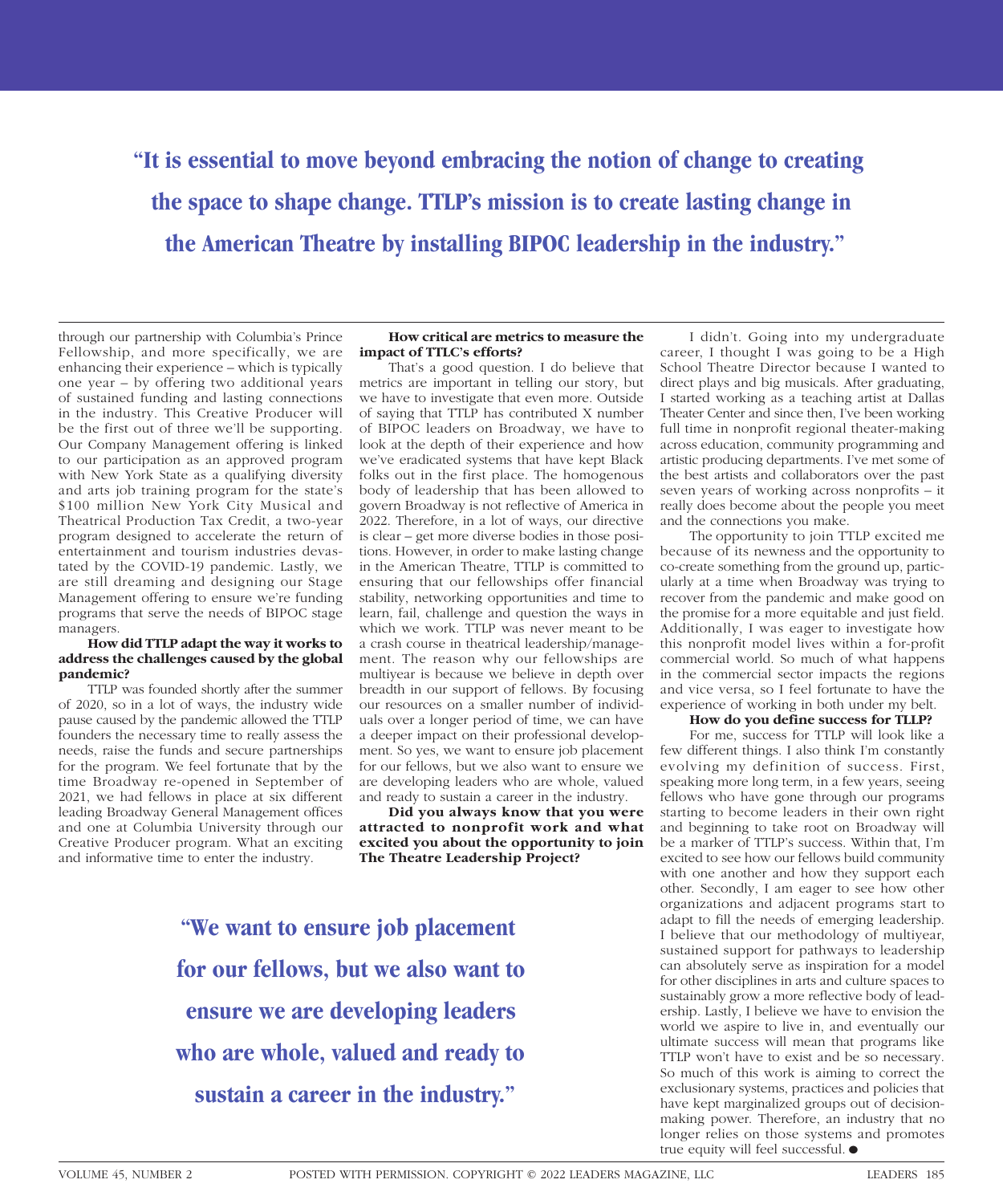> **"It is essential to move beyond embracing the notion of change to creating the space to shape change. TTLP's mission is to create lasting change in the American Theatre by installing BIPOC leadership in the industry."**

through our partnership with Columbia's Prince Fellowship, and more specifically, we are enhancing their experience – which is typically one year – by offering two additional years of sustained funding and lasting connections in the industry. This Creative Producer will be the first out of three we'll be supporting. Our Company Management offering is linked to our participation as an approved program with New York State as a qualifying diversity and arts job training program for the state's $100 million New York City Musical and Theatrical Production Tax Credit, a two-year program designed to accelerate the return of entertainment and tourism industries devastated by the COVID-19 pandemic. Lastly, we are still dreaming and designing our Stage Management offering to ensure we're funding programs that serve the needs of BIPOC stage managers.

**How did TTLP adapt the way it works to address the challenges caused by the global pandemic?**

TTLP was founded shortly after the summer of 2020, so in a lot of ways, the industry wide pause caused by the pandemic allowed the TTLP founders the necessary time to really assess the needs, raise the funds and secure partnerships for the program. We feel fortunate that by the time Broadway re-opened in September of 2021, we had fellows in place at six different leading Broadway General Management offices and one at Columbia University through our Creative Producer program. What an exciting and informative time to enter the industry.

**How critical are metrics to measure the impact of TTLC's efforts?**

That's a good question. I do believe that metrics are important in telling our story, but we have to investigate that even more. Outside of saying that TTLP has contributed X number of BIPOC leaders on Broadway, we have to look at the depth of their experience and how we've eradicated systems that have kept Black folks out in the first place. The homogenous body of leadership that has been allowed to govern Broadway is not reflective of America in 2022. Therefore, in a lot of ways, our directive is clear – get more diverse bodies in those positions. However, in order to make lasting change in the American Theatre, TTLP is committed to ensuring that our fellowships offer financial stability, networking opportunities and time to learn, fail, challenge and question the ways in which we work. TTLP was never meant to be a crash course in theatrical leadership/management. The reason why our fellowships are multiyear is because we believe in depth over breadth in our support of fellows. By focusing our resources on a smaller number of individuals over a longer period of time, we can have a deeper impact on their professional development. So yes, we want to ensure job placement for our fellows, but we also want to ensure we are developing leaders who are whole, valued and ready to sustain a career in the industry.

**Did you always know that you were attracted to nonprofit work and what excited you about the opportunity to join The Theatre Leadership Project?**

I didn't. Going into my undergraduate career, I thought I was going to be a High School Theatre Director because I wanted to direct plays and big musicals. After graduating, I started working as a teaching artist at Dallas Theater Center and since then, I've been working full time in nonprofit regional theater-making across education, community programming and artistic producing departments. I've met some of the best artists and collaborators over the past seven years of working across nonprofits – it really does become about the people you meet and the connections you make.

The opportunity to join TTLP excited me because of its newness and the opportunity to co-create something from the ground up, particularly at a time when Broadway was trying to recover from the pandemic and make good on the promise for a more equitable and just field. Additionally, I was eager to investigate how this nonprofit model lives within a for-profit commercial world. So much of what happens in the commercial sector impacts the regions and vice versa, so I feel fortunate to have the experience of working in both under my belt.

**How do you define success for TLLP?**

For me, success for TTLP will look like a few different things. I also think I'm constantly evolving my definition of success. First, speaking more long term, in a few years, seeing fellows who have gone through our programs starting to become leaders in their own right and beginning to take root on Broadway will be a marker of TTLP's success. Within that, I'm excited to see how our fellows build community with one another and how they support each other. Secondly, I am eager to see how other organizations and adjacent programs start to adapt to fill the needs of emerging leadership. I believe that our methodology of multiyear, sustained support for pathways to leadership can absolutely serve as inspiration for a model for other disciplines in arts and culture spaces to sustainably grow a more reflective body of leadership. Lastly, I believe we have to envision the world we aspire to live in, and eventually our ultimate success will mean that programs like TTLP won't have to exist and be so necessary. So much of this work is aiming to correct the exclusionary systems, practices and policies that have kept marginalized groups out of decision-making power. Therefore, an industry that no longer relies on those systems and promotes true equity will feel successful. ●

> **"We want to ensure job placement for our fellows, but we also want to ensure we are developing leaders who are whole, valued and ready to sustain a career in the industry."**

POSTED WITH PERMISSION. COPYRIGHT © 2022 LEADERS MAGAZINE, LLC